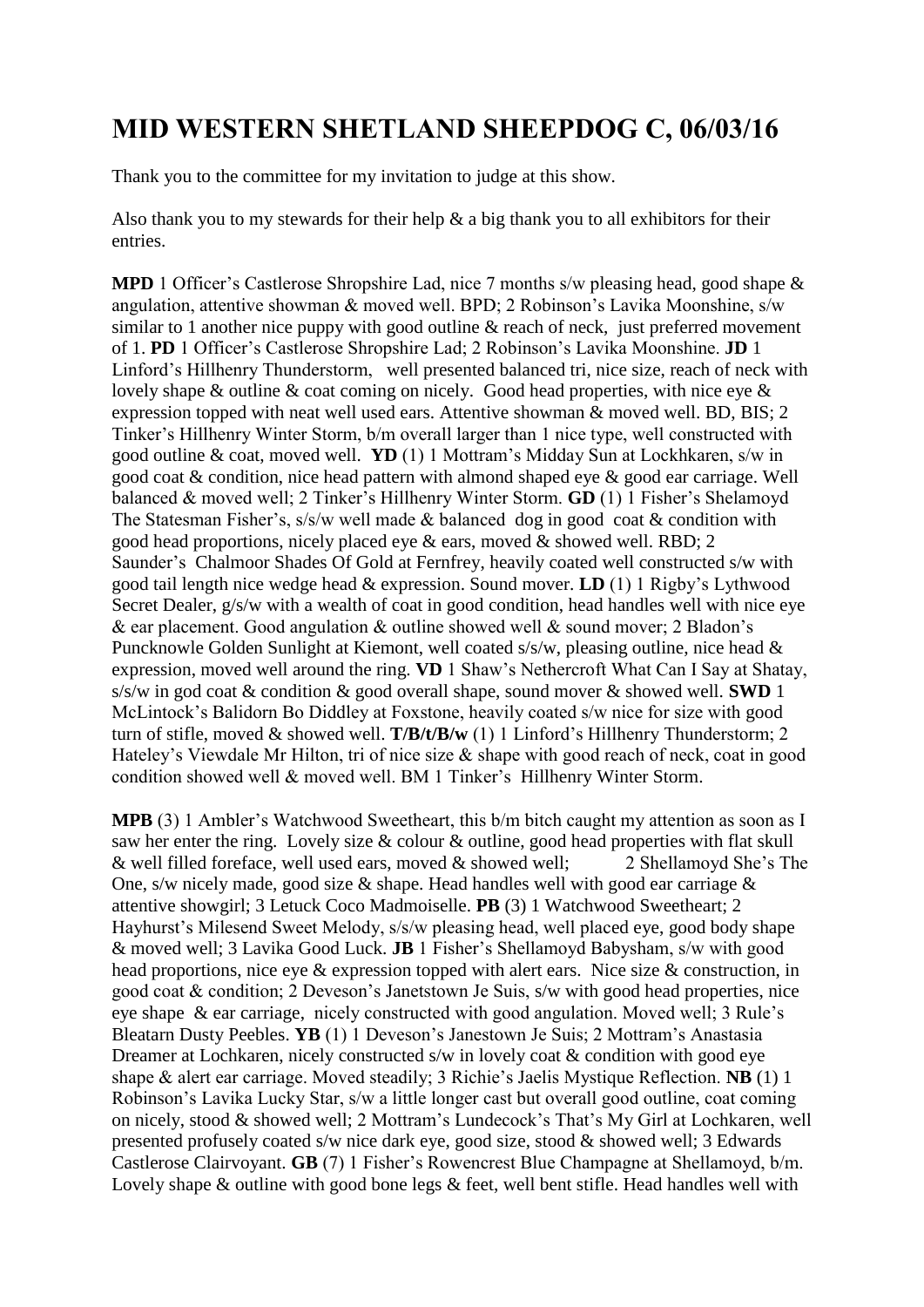# MID WESTERN SHETLAND SHEEPDOG C, 06/03/16

Thank you to the committee for my invitation to judge at this show.

Also thank you to my stewards for their help & a big thank you to all exhibitors for their entries.

**MPD** 1 Officer's Castlerose Shropshire Lad, nice 7 months s/w pleasing head, good shape & angulation, attentive showman & moved well. BPD; 2 Robinson's Lavika Moonshine, s/w similar to 1 another nice puppy with good outline & reach of neck, just preferred movement of 1. **PD** 1 Officer's Castlerose Shropshire Lad; 2 Robinson's Lavika Moonshine. **JD** 1 Linford's Hillhenry Thunderstorm, well presented balanced tri, nice size, reach of neck with lovely shape & outline & coat coming on nicely. Good head properties, with nice eye & expression topped with neat well used ears. Attentive showman & moved well. BD, BIS; 2 Tinker's Hillhenry Winter Storm, b/m overall larger than 1 nice type, well constructed with good outline & coat, moved well. **YD** (1) 1 Mottram's Midday Sun at Lockhkaren, s/w in good coat & condition, nice head pattern with almond shaped eye & good ear carriage. Well balanced & moved well; 2 Tinker's Hillhenry Winter Storm. **GD** (1) 1 Fisher's Shelamoyd The Statesman Fisher's, s/s/w well made & balanced dog in good coat & condition with good head proportions, nicely placed eye & ears, moved & showed well. RBD; 2 Saunder's Chalmoor Shades Of Gold at Fernfrey, heavily coated well constructed s/w with good tail length nice wedge head & expression. Sound mover. **LD** (1) 1 Rigby's Lythwood Secret Dealer, g/s/w with a wealth of coat in good condition, head handles well with nice eye & ear placement. Good angulation & outline showed well & sound mover; 2 Bladon's Puncknowle Golden Sunlight at Kiemont, well coated s/s/w, pleasing outline, nice head & expression, moved well around the ring. **VD** 1 Shaw's Nethercroft What Can I Say at Shatay, s/s/w in god coat & condition & good overall shape, sound mover & showed well. **SWD** 1 McLintock's Balidorn Bo Diddley at Foxstone, heavily coated s/w nice for size with good turn of stifle, moved & showed well. **T/B/t/B/w** (1) 1 Linford's Hillhenry Thunderstorm; 2 Hateley's Viewdale Mr Hilton, tri of nice size & shape with good reach of neck, coat in good condition showed well & moved well. BM 1 Tinker's Hillhenry Winter Storm.

**MPB** (3) 1 Ambler's Watchwood Sweetheart, this b/m bitch caught my attention as soon as I saw her enter the ring. Lovely size & colour & outline, good head properties with flat skull & well filled foreface, well used ears, moved & showed well; 2 Shellamoyd She's The One, s/w nicely made, good size & shape. Head handles well with good ear carriage & attentive showgirl; 3 Letuck Coco Madmoiselle. **PB** (3) 1 Watchwood Sweetheart; 2 Hayhurst's Milesend Sweet Melody, s/s/w pleasing head, well placed eye, good body shape & moved well; 3 Lavika Good Luck. **JB** 1 Fisher's Shellamoyd Babysham, s/w with good head proportions, nice eye & expression topped with alert ears. Nice size & construction, in good coat & condition; 2 Deveson's Janetstown Je Suis, s/w with good head properties, nice eye shape & ear carriage, nicely constructed with good angulation. Moved well; 3 Rule's Bleatarn Dusty Peebles. **YB** (1) 1 Deveson's Janestown Je Suis; 2 Mottram's Anastasia Dreamer at Lochkaren, nicely constructed s/w in lovely coat & condition with good eye shape & alert ear carriage. Moved steadily; 3 Richie's Jaelis Mystique Reflection. **NB** (1) 1 Robinson's Lavika Lucky Star, s/w a little longer cast but overall good outline, coat coming on nicely, stood & showed well; 2 Mottram's Lundecock's That's My Girl at Lochkaren, well presented profusely coated s/w nice dark eye, good size, stood & showed well; 3 Edwards Castlerose Clairvoyant. **GB** (7) 1 Fisher's Rowencrest Blue Champagne at Shellamoyd, b/m. Lovely shape & outline with good bone legs & feet, well bent stifle. Head handles well with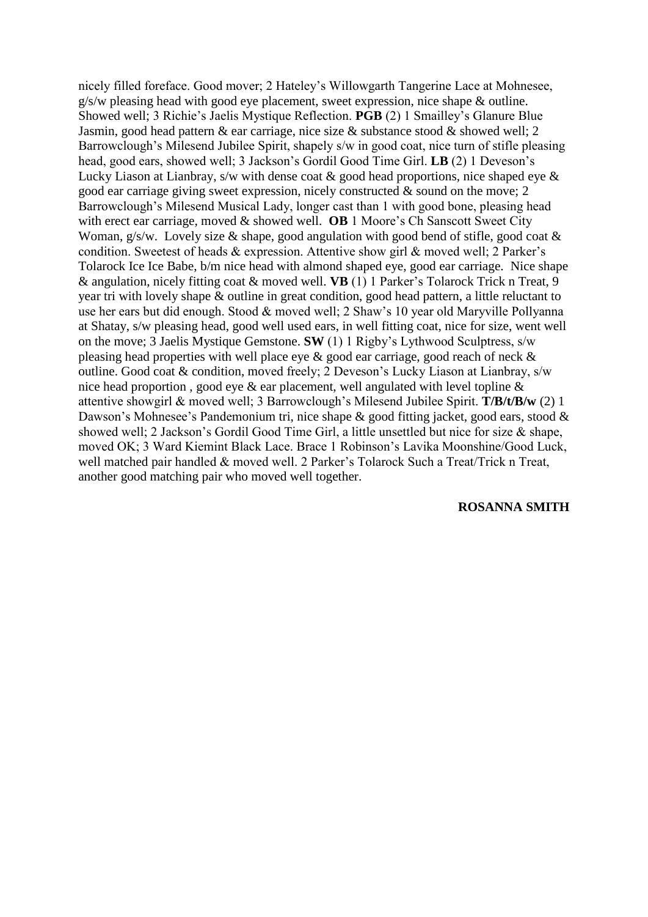nicely filled foreface. Good mover; 2 Hateley's Willowgarth Tangerine Lace at Mohnesee, g/s/w pleasing head with good eye placement, sweet expression, nice shape & outline. Showed well; 3 Richie's Jaelis Mystique Reflection. **PGB** (2) 1 Smailley's Glanure Blue Jasmin, good head pattern & ear carriage, nice size & substance stood & showed well; 2 Barrowclough's Milesend Jubilee Spirit, shapely s/w in good coat, nice turn of stifle pleasing head, good ears, showed well; 3 Jackson's Gordil Good Time Girl. **LB** (2) 1 Deveson's Lucky Liason at Lianbray, s/w with dense coat & good head proportions, nice shaped eye & good ear carriage giving sweet expression, nicely constructed & sound on the move; 2 Barrowclough's Milesend Musical Lady, longer cast than 1 with good bone, pleasing head with erect ear carriage, moved & showed well. **OB** 1 Moore's Ch Sanscott Sweet City Woman, g/s/w. Lovely size & shape, good angulation with good bend of stifle, good coat & condition. Sweetest of heads & expression. Attentive show girl & moved well; 2 Parker's Tolarock Ice Ice Babe, b/m nice head with almond shaped eye, good ear carriage. Nice shape & angulation, nicely fitting coat & moved well. **VB** (1) 1 Parker's Tolarock Trick n Treat, 9 year tri with lovely shape & outline in great condition, good head pattern, a little reluctant to use her ears but did enough. Stood & moved well; 2 Shaw's 10 year old Maryville Pollyanna at Shatay, s/w pleasing head, good well used ears, in well fitting coat, nice for size, went well on the move; 3 Jaelis Mystique Gemstone. **SW** (1) 1 Rigby's Lythwood Sculptress, s/w pleasing head properties with well place eye & good ear carriage, good reach of neck & outline. Good coat & condition, moved freely; 2 Deveson's Lucky Liason at Lianbray, s/w nice head proportion , good eye & ear placement, well angulated with level topline & attentive showgirl & moved well; 3 Barrowclough's Milesend Jubilee Spirit. **T/B/t/B/w** (2) 1 Dawson's Mohnesee's Pandemonium tri, nice shape & good fitting jacket, good ears, stood & showed well; 2 Jackson's Gordil Good Time Girl, a little unsettled but nice for size & shape, moved OK; 3 Ward Kiemint Black Lace. Brace 1 Robinson's Lavika Moonshine/Good Luck, well matched pair handled & moved well. 2 Parker's Tolarock Such a Treat/Trick n Treat, another good matching pair who moved well together.

**ROSANNA SMITH**